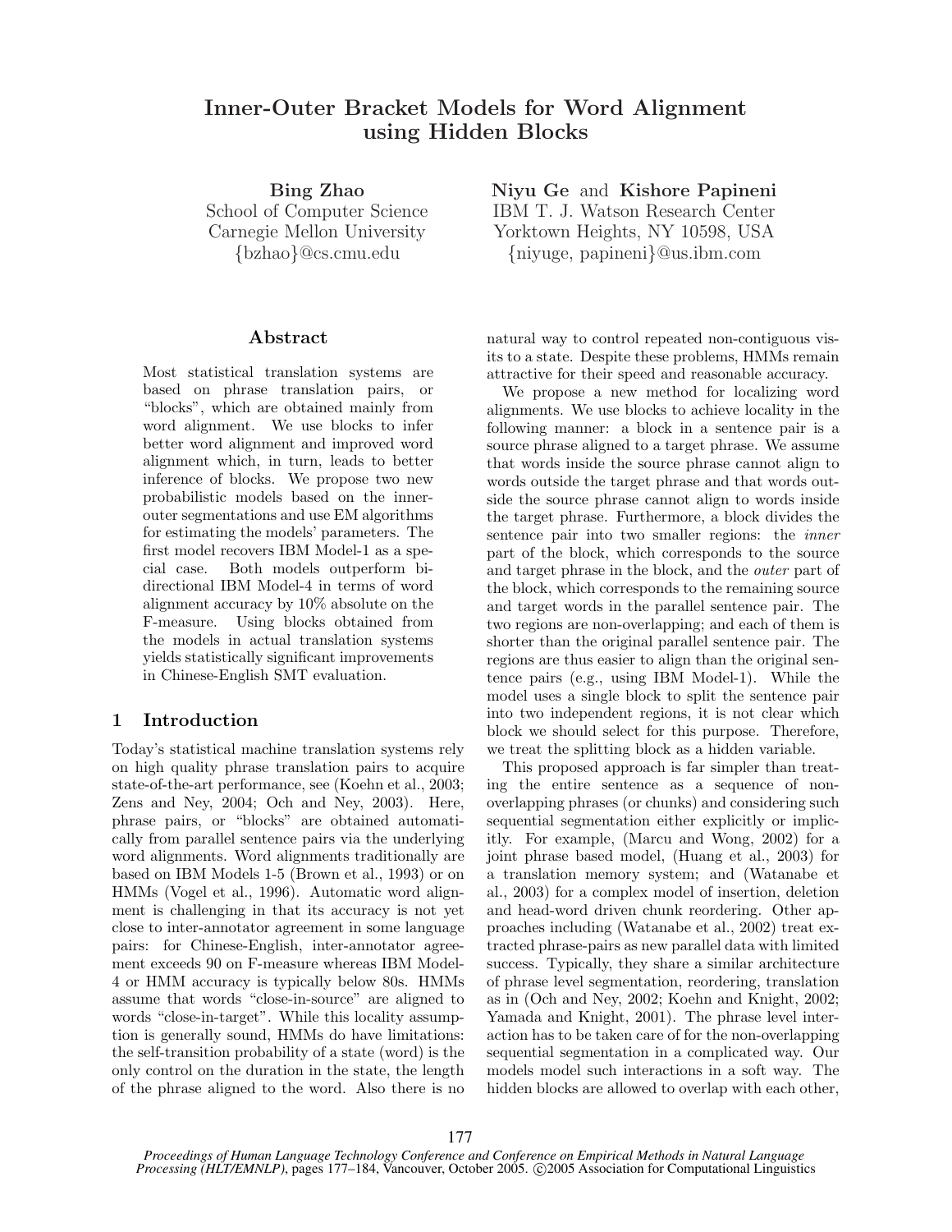# Inner-Outer Bracket Models for Word Alignment using Hidden Blocks

**Bing Zhao**
School of Computer Science
Carnegie Mellon University
{bzhao}@cs.cmu.edu

**Niyu Ge** and **Kishore Papineni**
IBM T. J. Watson Research Center
Yorktown Heights, NY 10598, USA
{niyuge, papineni}@us.ibm.com

## Abstract

Most statistical translation systems are based on phrase translation pairs, or "blocks", which are obtained mainly from word alignment. We use blocks to infer better word alignment and improved word alignment which, in turn, leads to better inference of blocks. We propose two new probabilistic models based on the inner-outer segmentations and use EM algorithms for estimating the models' parameters. The first model recovers IBM Model-1 as a special case. Both models outperform bi-directional IBM Model-4 in terms of word alignment accuracy by 10% absolute on the F-measure. Using blocks obtained from the models in actual translation systems yields statistically significant improvements in Chinese-English SMT evaluation.

## 1 Introduction

Today's statistical machine translation systems rely on high quality phrase translation pairs to acquire state-of-the-art performance, see (Koehn et al., 2003; Zens and Ney, 2004; Och and Ney, 2003). Here, phrase pairs, or "blocks" are obtained automatically from parallel sentence pairs via the underlying word alignments. Word alignments traditionally are based on IBM Models 1-5 (Brown et al., 1993) or on HMMs (Vogel et al., 1996). Automatic word alignment is challenging in that its accuracy is not yet close to inter-annotator agreement in some language pairs: for Chinese-English, inter-annotator agreement exceeds 90 on F-measure whereas IBM Model-4 or HMM accuracy is typically below 80s. HMMs assume that words "close-in-source" are aligned to words "close-in-target". While this locality assumption is generally sound, HMMs do have limitations: the self-transition probability of a state (word) is the only control on the duration in the state, the length of the phrase aligned to the word. Also there is no natural way to control repeated non-contiguous visits to a state. Despite these problems, HMMs remain attractive for their speed and reasonable accuracy.

We propose a new method for localizing word alignments. We use blocks to achieve locality in the following manner: a block in a sentence pair is a source phrase aligned to a target phrase. We assume that words inside the source phrase cannot align to words outside the target phrase and that words outside the source phrase cannot align to words inside the target phrase. Furthermore, a block divides the sentence pair into two smaller regions: the *inner* part of the block, which corresponds to the source and target phrase in the block, and the *outer* part of the block, which corresponds to the remaining source and target words in the parallel sentence pair. The two regions are non-overlapping; and each of them is shorter than the original parallel sentence pair. The regions are thus easier to align than the original sentence pairs (e.g., using IBM Model-1). While the model uses a single block to split the sentence pair into two independent regions, it is not clear which block we should select for this purpose. Therefore, we treat the splitting block as a hidden variable.

This proposed approach is far simpler than treating the entire sentence as a sequence of non-overlapping phrases (or chunks) and considering such sequential segmentation either explicitly or implicitly. For example, (Marcu and Wong, 2002) for a joint phrase based model, (Huang et al., 2003) for a translation memory system; and (Watanabe et al., 2003) for a complex model of insertion, deletion and head-word driven chunk reordering. Other approaches including (Watanabe et al., 2002) treat extracted phrase-pairs as new parallel data with limited success. Typically, they share a similar architecture of phrase level segmentation, reordering, translation as in (Och and Ney, 2002; Koehn and Knight, 2002; Yamada and Knight, 2001). The phrase level interaction has to be taken care of for the non-overlapping sequential segmentation in a complicated way. Our models model such interactions in a soft way. The hidden blocks are allowed to overlap with each other,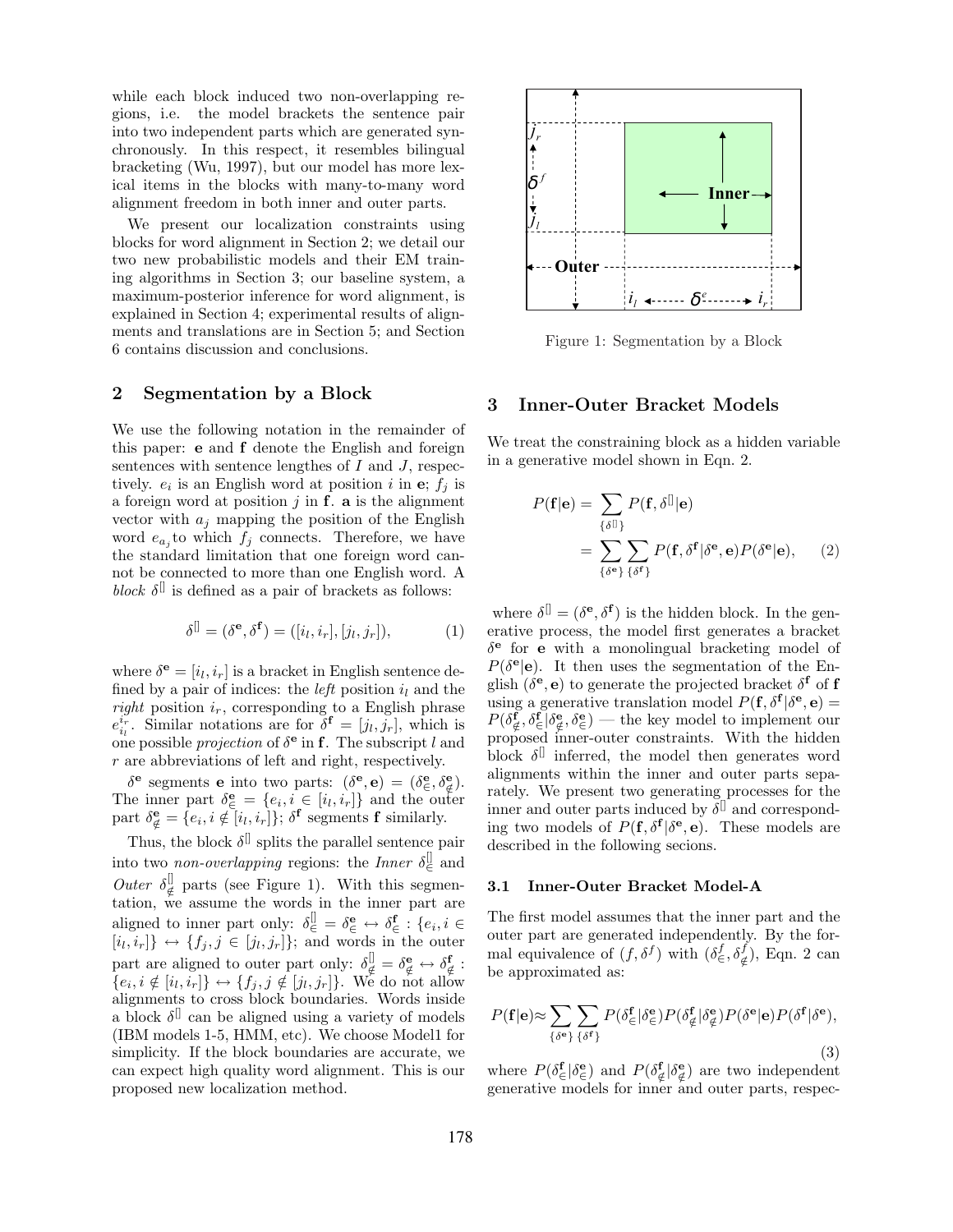while each block induced two non-overlapping regions, i.e. the model brackets the sentence pair into two independent parts which are generated synchronously. In this respect, it resembles bilingual bracketing (Wu, 1997), but our model has more lexical items in the blocks with many-to-many word alignment freedom in both inner and outer parts.

We present our localization constraints using blocks for word alignment in Section 2; we detail our two new probabilistic models and their EM training algorithms in Section 3; our baseline system, a maximum-posterior inference for word alignment, is explained in Section 4; experimental results of alignments and translations are in Section 5; and Section 6 contains discussion and conclusions.

## 2 Segmentation by a Block

We use the following notation in the remainder of this paper: $\mathbf{e}$ and $\mathbf{f}$ denote the English and foreign sentences with sentence lengthes of $I$ and $J$, respectively. $e_i$ is an English word at position $i$ in $\mathbf{e}$; $f_j$ is a foreign word at position $j$ in $\mathbf{f}$. $\mathbf{a}$ is the alignment vector with $a_j$ mapping the position of the English word $e_{a_j}$ to which $f_j$ connects. Therefore, we have the standard limitation that one foreign word cannot be connected to more than one English word. A *block* $\delta^{\square}$ is defined as a pair of brackets as follows:

$$\delta^{\square} = (\delta^{\mathbf{e}}, \delta^{\mathbf{f}}) = ([i_l, i_r], [j_l, j_r]), \tag{1}$$

where $\delta^{\mathbf{e}} = [i_l, i_r]$ is a bracket in English sentence defined by a pair of indices: the *left* position $i_l$ and the *right* position $i_r$, corresponding to a English phrase $e_{i_l}^{i_r}$. Similar notations are for $\delta^{\mathbf{f}} = [j_l, j_r]$, which is one possible *projection* of $\delta^{\mathbf{e}}$ in $\mathbf{f}$. The subscript $l$ and $r$ are abbreviations of left and right, respectively.

$\delta^{\mathbf{e}}$ segments $\mathbf{e}$ into two parts: $(\delta^{\mathbf{e}}, \mathbf{e}) = (\delta^{\mathbf{e}}_{\in}, \delta^{\mathbf{e}}_{\notin})$. The inner part $\delta^{\mathbf{e}}_{\in} = \{e_i, i \in [i_l, i_r]\}$ and the outer part $\delta^{\mathbf{e}}_{\notin} = \{e_i, i \notin [i_l, i_r]\}$; $\delta^{\mathbf{f}}$ segments $\mathbf{f}$ similarly.

Thus, the block $\delta^{\square}$ splits the parallel sentence pair into two *non-overlapping* regions: the *Inner* $\delta^{\square}_{\in}$ and *Outer* $\delta^{\square}_{\notin}$ parts (see Figure 1). With this segmentation, we assume the words in the inner part are aligned to inner part only: $\delta^{\square}_{\in} = \delta^{\mathbf{e}}_{\in} \leftrightarrow \delta^{\mathbf{f}}_{\in} : \{e_i, i \in [i_l, i_r]\} \leftrightarrow \{f_j, j \in [j_l, j_r]\}$; and words in the outer part are aligned to outer part only: $\delta^{\square}_{\notin} = \delta^{\mathbf{e}}_{\notin} \leftrightarrow \delta^{\mathbf{f}}_{\notin} : \{e_i, i \notin [i_l, i_r]\} \leftrightarrow \{f_j, j \notin [j_l, j_r]\}$. We do not allow alignments to cross block boundaries. Words inside a block $\delta^{\square}$ can be aligned using a variety of models (IBM models 1-5, HMM, etc). We choose Model1 for simplicity. If the block boundaries are accurate, we can expect high quality word alignment. This is our proposed new localization method.

Figure 1: Segmentation by a Block

## 3 Inner-Outer Bracket Models

We treat the constraining block as a hidden variable in a generative model shown in Eqn. 2.

$$\begin{aligned} P(\mathbf{f}|\mathbf{e}) &= \sum_{\{\delta^{\square}\}} P(\mathbf{f}, \delta^{\square}|\mathbf{e}) \\ &= \sum_{\{\delta^{\mathbf{e}}\}} \sum_{\{\delta^{\mathbf{f}}\}} P(\mathbf{f}, \delta^{\mathbf{f}}|\delta^{\mathbf{e}}, \mathbf{e}) P(\delta^{\mathbf{e}}|\mathbf{e}), \end{aligned} \tag{2}$$

where $\delta^{\square} = (\delta^{\mathbf{e}}, \delta^{\mathbf{f}})$ is the hidden block. In the generative process, the model first generates a bracket $\delta^{\mathbf{e}}$ for $\mathbf{e}$ with a monolingual bracketing model of $P(\delta^{\mathbf{e}}|\mathbf{e})$. It then uses the segmentation of the English $(\delta^{\mathbf{e}}, \mathbf{e})$ to generate the projected bracket $\delta^{\mathbf{f}}$ of $\mathbf{f}$ using a generative translation model $P(\mathbf{f}, \delta^{\mathbf{f}}|\delta^{\mathbf{e}}, \mathbf{e}) = P(\delta^{\mathbf{f}}_{\notin}, \delta^{\mathbf{f}}_{\in}|\delta^{\mathbf{e}}_{\notin}, \delta^{\mathbf{e}}_{\in})$ — the key model to implement our proposed inner-outer constraints. With the hidden block $\delta^{\square}$ inferred, the model then generates word alignments within the inner and outer parts separately. We present two generating processes for the inner and outer parts induced by $\delta^{\square}$ and corresponding two models of $P(\mathbf{f}, \delta^{\mathbf{f}}|\delta^{\mathbf{e}}, \mathbf{e})$. These models are described in the following secions.

### 3.1 Inner-Outer Bracket Model-A

The first model assumes that the inner part and the outer part are generated independently. By the formal equivalence of $(f, \delta^f)$ with $(\delta^f_{\in}, \delta^f_{\notin})$, Eqn. 2 can be approximated as:

$$P(\mathbf{f}|\mathbf{e}) \approx \sum_{\{\delta^{\mathbf{e}}\}} \sum_{\{\delta^{\mathbf{f}}\}} P(\delta^{\mathbf{f}}_{\in}|\delta^{\mathbf{e}}_{\in}) P(\delta^{\mathbf{f}}_{\notin}|\delta^{\mathbf{e}}_{\notin}) P(\delta^{\mathbf{e}}|\mathbf{e}) P(\delta^{\mathbf{f}}|\delta^{\mathbf{e}}), \tag{3}$$

where $P(\delta^{\mathbf{f}}_{\in}|\delta^{\mathbf{e}}_{\in})$ and $P(\delta^{\mathbf{f}}_{\notin}|\delta^{\mathbf{e}}_{\notin})$ are two independent generative models for inner and outer parts, respec-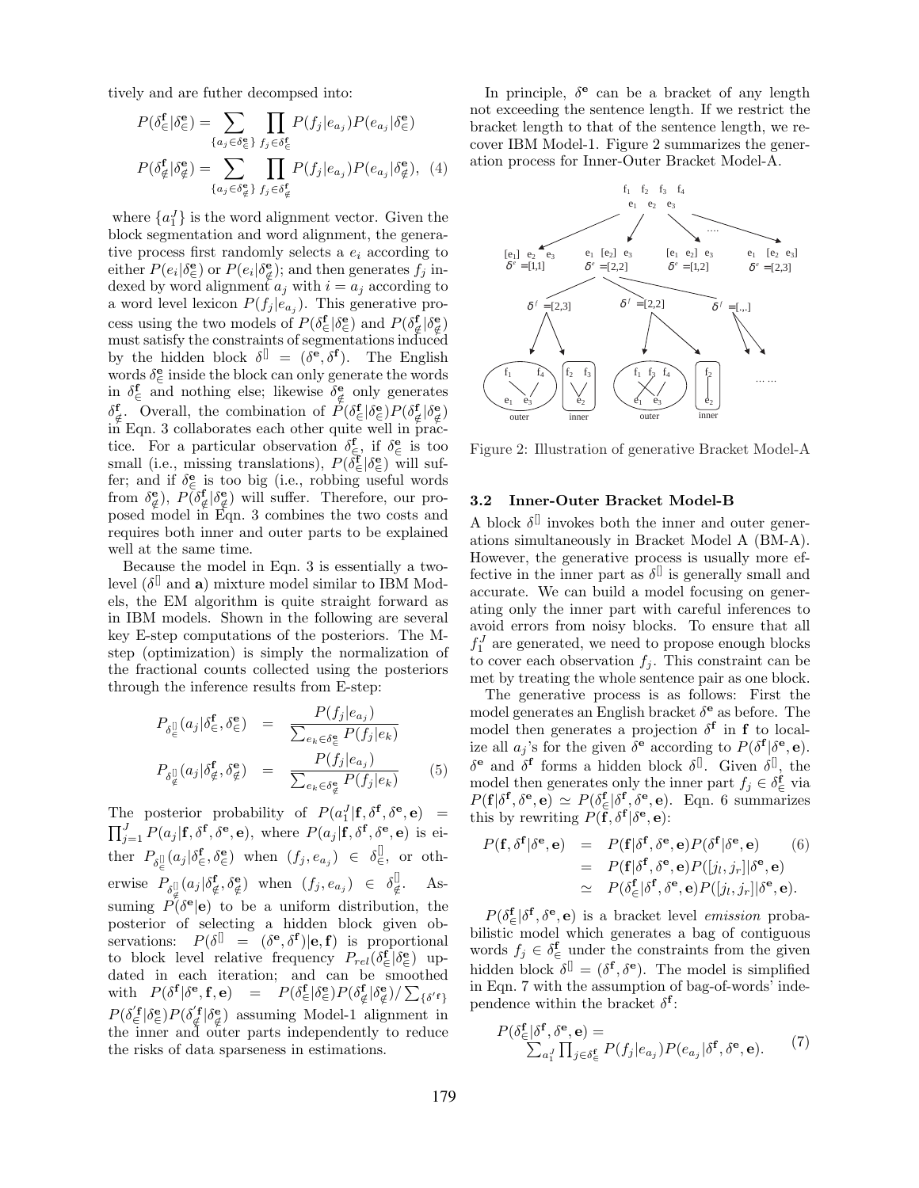tively and are futher decompsed into:

$$P(\delta^{\mathbf{f}}_{\in}|\delta^{\mathbf{e}}_{\in}) = \sum_{\{a_j \in \delta^{\mathbf{e}}_{\in}\}} \prod_{f_j \in \delta^{\mathbf{f}}_{\in}} P(f_j|e_{a_j}) P(e_{a_j}|\delta^{\mathbf{e}}_{\in})$$

$$P(\delta^{\mathbf{f}}_{\notin}|\delta^{\mathbf{e}}_{\notin}) = \sum_{\{a_j \in \delta^{\mathbf{e}}_{\notin}\}} \prod_{f_j \in \delta^{\mathbf{f}}_{\notin}} P(f_j|e_{a_j}) P(e_{a_j}|\delta^{\mathbf{e}}_{\notin}), \quad (4)$$

where $\{a_1^J\}$ is the word alignment vector. Given the block segmentation and word alignment, the generative process first randomly selects a $e_i$ according to either $P(e_i|\delta^{\mathbf{e}}_{\in})$ or $P(e_i|\delta^{\mathbf{e}}_{\notin})$; and then generates $f_j$ indexed by word alignment $a_j$ with $i = a_j$ according to a word level lexicon $P(f_j|e_{a_j})$. This generative process using the two models of $P(\delta^{\mathbf{f}}_{\in}|\delta^{\mathbf{e}}_{\in})$ and $P(\delta^{\mathbf{f}}_{\notin}|\delta^{\mathbf{e}}_{\notin})$ must satisfy the constraints of segmentations induced by the hidden block $\delta^{\square} = (\delta^{\mathbf{e}}, \delta^{\mathbf{f}})$. The English words $\delta^{\mathbf{e}}_{\in}$ inside the block can only generate the words in $\delta^{\mathbf{f}}_{\in}$ and nothing else; likewise $\delta^{\mathbf{e}}_{\notin}$ only generates $\delta^{\mathbf{f}}_{\notin}$. Overall, the combination of $P(\delta^{\mathbf{f}}_{\in}|\delta^{\mathbf{e}}_{\in})P(\delta^{\mathbf{f}}_{\notin}|\delta^{\mathbf{e}}_{\notin})$ in Eqn. 3 collaborates each other quite well in practice. For a particular observation $\delta^{\mathbf{f}}_{\in}$, if $\delta^{\mathbf{e}}_{\in}$ is too small (i.e., missing translations), $P(\delta^{\mathbf{f}}_{\in}|\delta^{\mathbf{e}}_{\in})$ will suffer; and if $\delta^{\mathbf{e}}_{\in}$ is too big (i.e., robbing useful words from $\delta^{\mathbf{e}}_{\notin}$), $P(\delta^{\mathbf{f}}_{\notin}|\delta^{\mathbf{e}}_{\notin})$ will suffer. Therefore, our proposed model in Eqn. 3 combines the two costs and requires both inner and outer parts to be explained well at the same time.

Because the model in Eqn. 3 is essentially a two-level ($\delta^{\square}$ and $\mathbf{a}$) mixture model similar to IBM Models, the EM algorithm is quite straight forward as in IBM models. Shown in the following are several key E-step computations of the posteriors. The M-step (optimization) is simply the normalization of the fractional counts collected using the posteriors through the inference results from E-step:

$$\begin{aligned} P_{\delta^{\square}_{\in}}(a_j|\delta^{\mathbf{f}}_{\in}, \delta^{\mathbf{e}}_{\in}) &= \frac{P(f_j|e_{a_j})}{\sum_{e_k \in \delta^{\mathbf{e}}_{\in}} P(f_j|e_k)} \\ P_{\delta^{\square}_{\notin}}(a_j|\delta^{\mathbf{f}}_{\notin}, \delta^{\mathbf{e}}_{\notin}) &= \frac{P(f_j|e_{a_j})}{\sum_{e_k \in \delta^{\mathbf{e}}_{\notin}} P(f_j|e_k)} \end{aligned} \quad (5)$$

The posterior probability of $P(a_1^J|\mathbf{f}, \delta^{\mathbf{f}}, \delta^{\mathbf{e}}, \mathbf{e}) = \prod_{j=1}^{J} P(a_j|\mathbf{f}, \delta^{\mathbf{f}}, \delta^{\mathbf{e}}, \mathbf{e})$, where $P(a_j|\mathbf{f}, \delta^{\mathbf{f}}, \delta^{\mathbf{e}}, \mathbf{e})$ is either $P_{\delta^{\square}_{\in}}(a_j|\delta^{\mathbf{f}}_{\in}, \delta^{\mathbf{e}}_{\in})$ when $(f_j, e_{a_j}) \in \delta^{\square}_{\in}$, or otherwise $P_{\delta^{\square}_{\notin}}(a_j|\delta^{\mathbf{f}}_{\notin}, \delta^{\mathbf{e}}_{\notin})$ when $(f_j, e_{a_j}) \in \delta^{\square}_{\notin}$. Assuming $P(\delta^{\mathbf{e}}|\mathbf{e})$ to be a uniform distribution, the posterior of selecting a hidden block given observations: $P(\delta^{\square} = (\delta^{\mathbf{e}}, \delta^{\mathbf{f}})|\mathbf{e}, \mathbf{f})$ is proportional to block level relative frequency $P_{rel}(\delta^{\mathbf{f}}_{\in}|\delta^{\mathbf{e}}_{\in})$ updated in each iteration; and can be smoothed with $P(\delta^{\mathbf{f}}|\delta^{\mathbf{e}}, \mathbf{f}, \mathbf{e}) = P(\delta^{\mathbf{f}}_{\in}|\delta^{\mathbf{e}}_{\in})P(\delta^{\mathbf{f}}_{\notin}|\delta^{\mathbf{e}}_{\notin}) / \sum_{\{\delta'^{\mathbf{f}}\}} P(\delta'^{\mathbf{f}}_{\in}|\delta^{\mathbf{e}}_{\in})P(\delta'^{\mathbf{f}}_{\notin}|\delta^{\mathbf{e}}_{\notin})$ assuming Model-1 alignment in the inner and outer parts independently to reduce the risks of data sparseness in estimations.

In principle, $\delta^{\mathbf{e}}$ can be a bracket of any length not exceeding the sentence length. If we restrict the bracket length to that of the sentence length, we recover IBM Model-1. Figure 2 summarizes the generation process for Inner-Outer Bracket Model-A.

Figure 2: Illustration of generative Bracket Model-A

### 3.2 Inner-Outer Bracket Model-B

A block $\delta^{\square}$ invokes both the inner and outer generations simultaneously in Bracket Model A (BM-A). However, the generative process is usually more effective in the inner part as $\delta^{\square}$ is generally small and accurate. We can build a model focusing on generating only the inner part with careful inferences to avoid errors from noisy blocks. To ensure that all $f_1^J$ are generated, we need to propose enough blocks to cover each observation $f_j$. This constraint can be met by treating the whole sentence pair as one block.

The generative process is as follows: First the model generates an English bracket $\delta^{\mathbf{e}}$ as before. The model then generates a projection $\delta^{\mathbf{f}}$ in $\mathbf{f}$ to localize all $a_j$'s for the given $\delta^{\mathbf{e}}$ according to $P(\delta^{\mathbf{f}}|\delta^{\mathbf{e}}, \mathbf{e})$. $\delta^{\mathbf{e}}$ and $\delta^{\mathbf{f}}$ forms a hidden block $\delta^{\square}$. Given $\delta^{\square}$, the model then generates only the inner part $f_j \in \delta^{\mathbf{f}}_{\in}$ via $P(\mathbf{f}|\delta^{\mathbf{f}}, \delta^{\mathbf{e}}, \mathbf{e}) \simeq P(\delta^{\mathbf{f}}_{\in}|\delta^{\mathbf{f}}, \delta^{\mathbf{e}}, \mathbf{e})$. Eqn. 6 summarizes this by rewriting $P(\mathbf{f}, \delta^{\mathbf{f}}|\delta^{\mathbf{e}}, \mathbf{e})$:

$$\begin{aligned} P(\mathbf{f}, \delta^{\mathbf{f}}|\delta^{\mathbf{e}}, \mathbf{e}) &= P(\mathbf{f}|\delta^{\mathbf{f}}, \delta^{\mathbf{e}}, \mathbf{e})P(\delta^{\mathbf{f}}|\delta^{\mathbf{e}}, \mathbf{e}) \quad (6) \\ &= P(\mathbf{f}|\delta^{\mathbf{f}}, \delta^{\mathbf{e}}, \mathbf{e})P([j_l, j_r]|\delta^{\mathbf{e}}, \mathbf{e}) \\ &\simeq P(\delta^{\mathbf{f}}_{\in}|\delta^{\mathbf{f}}, \delta^{\mathbf{e}}, \mathbf{e})P([j_l, j_r]|\delta^{\mathbf{e}}, \mathbf{e}). \end{aligned}$$

$P(\delta^{\mathbf{f}}_{\in}|\delta^{\mathbf{f}}, \delta^{\mathbf{e}}, \mathbf{e})$ is a bracket level *emission* probabilistic model which generates a bag of contiguous words $f_j \in \delta^{\mathbf{f}}_{\in}$ under the constraints from the given hidden block $\delta^{\square} = (\delta^{\mathbf{f}}, \delta^{\mathbf{e}})$. The model is simplified in Eqn. 7 with the assumption of bag-of-words' independence within the bracket $\delta^{\mathbf{f}}$:

$$P(\delta^{\mathbf{f}}_{\in}|\delta^{\mathbf{f}}, \delta^{\mathbf{e}}, \mathbf{e}) = \sum_{a_1^J} \prod_{j \in \delta^{\mathbf{f}}_{\in}} P(f_j|e_{a_j}) P(e_{a_j}|\delta^{\mathbf{f}}, \delta^{\mathbf{e}}, \mathbf{e}). \quad (7)$$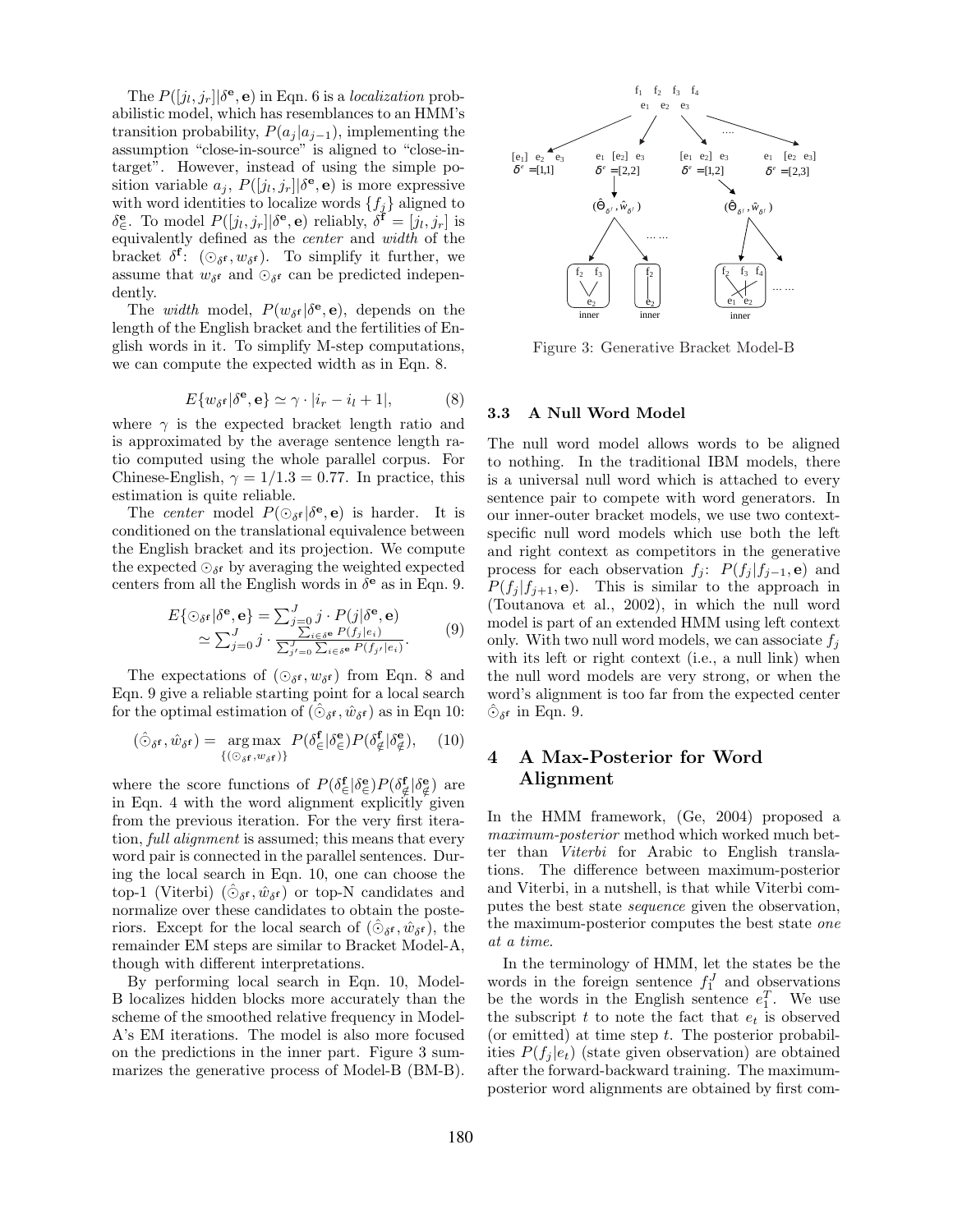The $P([j_l, j_r]|\delta^{\mathbf{e}}, \mathbf{e})$ in Eqn. 6 is a *localization* probabilistic model, which has resemblances to an HMM's transition probability, $P(a_j|a_{j-1})$, implementing the assumption "close-in-source" is aligned to "close-in-target". However, instead of using the simple position variable $a_j$, $P([j_l, j_r]|\delta^{\mathbf{e}}, \mathbf{e})$ is more expressive with word identities to localize words $\{f_j\}$ aligned to $\delta^{\mathbf{e}}_{\in}$. To model $P([j_l, j_r]|\delta^{\mathbf{e}}, \mathbf{e})$ reliably, $\delta^{\mathbf{f}} = [j_l, j_r]$ is equivalently defined as the *center* and *width* of the bracket $\delta^{\mathbf{f}}$: $(\odot_{\delta^{\mathbf{f}}}, w_{\delta^{\mathbf{f}}})$. To simplify it further, we assume that $w_{\delta^{\mathbf{f}}}$ and $\odot_{\delta^{\mathbf{f}}}$ can be predicted independently.

The *width* model, $P(w_{\delta^{\mathbf{f}}}|\delta^{\mathbf{e}}, \mathbf{e})$, depends on the length of the English bracket and the fertilities of English words in it. To simplify M-step computations, we can compute the expected width as in Eqn. 8.

$$E\{w_{\delta^{\mathbf{f}}}|\delta^{\mathbf{e}}, \mathbf{e}\} \simeq \gamma \cdot |i_r - i_l + 1|, \tag{8}$$

where $\gamma$ is the expected bracket length ratio and is approximated by the average sentence length ratio computed using the whole parallel corpus. For Chinese-English, $\gamma = 1/1.3 = 0.77$. In practice, this estimation is quite reliable.

The *center* model $P(\odot_{\delta^{\mathbf{f}}}|\delta^{\mathbf{e}}, \mathbf{e})$ is harder. It is conditioned on the translational equivalence between the English bracket and its projection. We compute the expected $\odot_{\delta^{\mathbf{f}}}$ by averaging the weighted expected centers from all the English words in $\delta^{\mathbf{e}}$ as in Eqn. 9.

$$\begin{aligned} E\{\odot_{\delta^{\mathbf{f}}}|\delta^{\mathbf{e}}, \mathbf{e}\} &= \textstyle\sum_{j=0}^{J} j \cdot P(j|\delta^{\mathbf{e}}, \mathbf{e}) \\ &\simeq \textstyle\sum_{j=0}^{J} j \cdot \frac{\sum_{i \in \delta^{\mathbf{e}}} P(f_j|e_i)}{\sum_{j'=0}^{J} \sum_{i \in \delta^{\mathbf{e}}} P(f_{j'}|e_i)}. \end{aligned} \tag{9}$$

The expectations of $(\odot_{\delta^{\mathbf{f}}}, w_{\delta^{\mathbf{f}}})$ from Eqn. 8 and Eqn. 9 give a reliable starting point for a local search for the optimal estimation of $(\hat{\odot}_{\delta^{\mathbf{f}}}, \hat{w}_{\delta^{\mathbf{f}}})$ as in Eqn 10:

$$(\hat{\odot}_{\delta^{\mathbf{f}}}, \hat{w}_{\delta^{\mathbf{f}}}) = \underset{\{(\odot_{\delta^{\mathbf{f}}}, w_{\delta^{\mathbf{f}}})\}}{\arg\max} P(\delta^{\mathbf{f}}_{\in}|\delta^{\mathbf{e}}_{\in}) P(\delta^{\mathbf{f}}_{\notin}|\delta^{\mathbf{e}}_{\notin}), \tag{10}$$

where the score functions of $P(\delta^{\mathbf{f}}_{\in}|\delta^{\mathbf{e}}_{\in})P(\delta^{\mathbf{f}}_{\notin}|\delta^{\mathbf{e}}_{\notin})$ are in Eqn. 4 with the word alignment explicitly given from the previous iteration. For the very first iteration, *full alignment* is assumed; this means that every word pair is connected in the parallel sentences. During the local search in Eqn. 10, one can choose the top-1 (Viterbi) $(\hat{\odot}_{\delta^{\mathbf{f}}}, \hat{w}_{\delta^{\mathbf{f}}})$ or top-N candidates and normalize over these candidates to obtain the posteriors. Except for the local search of $(\hat{\odot}_{\delta^{\mathbf{f}}}, \hat{w}_{\delta^{\mathbf{f}}})$, the remainder EM steps are similar to Bracket Model-A, though with different interpretations.

By performing local search in Eqn. 10, Model-B localizes hidden blocks more accurately than the scheme of the smoothed relative frequency in Model-A's EM iterations. The model is also more focused on the predictions in the inner part. Figure 3 summarizes the generative process of Model-B (BM-B).

Figure 3: Generative Bracket Model-B

### 3.3 A Null Word Model

The null word model allows words to be aligned to nothing. In the traditional IBM models, there is a universal null word which is attached to every sentence pair to compete with word generators. In our inner-outer bracket models, we use two context-specific null word models which use both the left and right context as competitors in the generative process for each observation $f_j$: $P(f_j|f_{j-1}, \mathbf{e})$ and $P(f_j|f_{j+1}, \mathbf{e})$. This is similar to the approach in (Toutanova et al., 2002), in which the null word model is part of an extended HMM using left context only. With two null word models, we can associate $f_j$ with its left or right context (i.e., a null link) when the null word models are very strong, or when the word's alignment is too far from the expected center $\hat{\odot}_{\delta^{\mathbf{f}}}$ in Eqn. 9.

## 4 A Max-Posterior for Word Alignment

In the HMM framework, (Ge, 2004) proposed a *maximum-posterior* method which worked much better than *Viterbi* for Arabic to English translations. The difference between maximum-posterior and Viterbi, in a nutshell, is that while Viterbi computes the best state *sequence* given the observation, the maximum-posterior computes the best state *one at a time*.

In the terminology of HMM, let the states be the words in the foreign sentence $f_1^J$ and observations be the words in the English sentence $e_1^T$. We use the subscript $t$ to note the fact that $e_t$ is observed (or emitted) at time step $t$. The posterior probabilities $P(f_j|e_t)$ (state given observation) are obtained after the forward-backward training. The maximum-posterior word alignments are obtained by first com-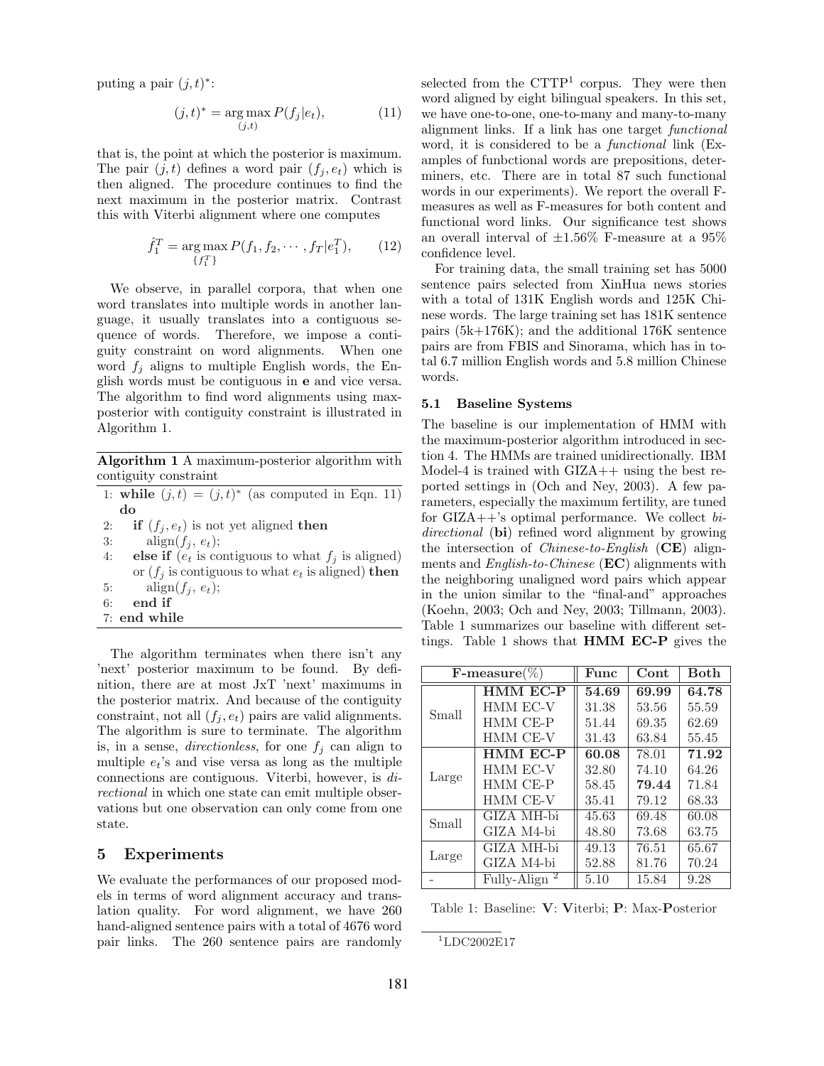puting a pair $(j, t)^*$:

$$(j, t)^* = \arg\max_{(j,t)} P(f_j|e_t), \tag{11}$$

that is, the point at which the posterior is maximum. The pair $(j, t)$ defines a word pair $(f_j, e_t)$ which is then aligned. The procedure continues to find the next maximum in the posterior matrix. Contrast this with Viterbi alignment where one computes

$$\hat{f}_1^T = \arg\max_{\{f_1^T\}} P(f_1, f_2, \cdots, f_T|e_1^T), \tag{12}$$

We observe, in parallel corpora, that when one word translates into multiple words in another language, it usually translates into a contiguous sequence of words. Therefore, we impose a contiguity constraint on word alignments. When one word $f_j$ aligns to multiple English words, the English words must be contiguous in **e** and vice versa. The algorithm to find word alignments using max-posterior with contiguity constraint is illustrated in Algorithm 1.

**Algorithm 1** A maximum-posterior algorithm with contiguity constraint

```
1: while (j,t) = (j,t)* (as computed in Eqn. 11) do
2:   if (f_j, e_t) is not yet aligned then
3:     align(f_j, e_t);
4:   else if (e_t is contiguous to what f_j is aligned)
     or (f_j is contiguous to what e_t is aligned) then
5:     align(f_j, e_t);
6:   end if
7: end while
```

The algorithm terminates when there isn't any 'next' posterior maximum to be found. By definition, there are at most JxT 'next' maximums in the posterior matrix. And because of the contiguity constraint, not all $(f_j, e_t)$ pairs are valid alignments. The algorithm is sure to terminate. The algorithm is, in a sense, *directionless*, for one $f_j$ can align to multiple $e_t$'s and vise versa as long as the multiple connections are contiguous. Viterbi, however, is *directional* in which one state can emit multiple observations but one observation can only come from one state.

## 5 Experiments

We evaluate the performances of our proposed models in terms of word alignment accuracy and translation quality. For word alignment, we have 260 hand-aligned sentence pairs with a total of 4676 word pair links. The 260 sentence pairs are randomly selected from the CTTP[1] corpus. They were then word aligned by eight bilingual speakers. In this set, we have one-to-one, one-to-many and many-to-many alignment links. If a link has one target *functional* word, it is considered to be a *functional* link (Examples of funbctional words are prepositions, determiners, etc. There are in total 87 such functional words in our experiments). We report the overall F-measures as well as F-measures for both content and functional word links. Our significance test shows an overall interval of $\pm 1.56\%$ F-measure at a 95% confidence level.

For training data, the small training set has 5000 sentence pairs selected from XinHua news stories with a total of 131K English words and 125K Chinese words. The large training set has 181K sentence pairs (5k+176K); and the additional 176K sentence pairs are from FBIS and Sinorama, which has in total 6.7 million English words and 5.8 million Chinese words.

### 5.1 Baseline Systems

The baseline is our implementation of HMM with the maximum-posterior algorithm introduced in section 4. The HMMs are trained unidirectionally. IBM Model-4 is trained with GIZA++ using the best reported settings in (Och and Ney, 2003). A few parameters, especially the maximum fertility, are tuned for GIZA++'s optimal performance. We collect *bi-directional* (**bi**) refined word alignment by growing the intersection of *Chinese-to-English* (**CE**) alignments and *English-to-Chinese* (**EC**) alignments with the neighboring unaligned word pairs which appear in the union similar to the "final-and" approaches (Koehn, 2003; Och and Ney, 2003; Tillmann, 2003). Table 1 summarizes our baseline with different settings. Table 1 shows that **HMM EC-P** gives the

| F-measure(%) | | Func | Cont | Both |
|---|---|---|---|---|
| Small | **HMM EC-P** | **54.69** | **69.99** | **64.78** |
| | HMM EC-V | 31.38 | 53.56 | 55.59 |
| | HMM CE-P | 51.44 | 69.35 | 62.69 |
| | HMM CE-V | 31.43 | 63.84 | 55.45 |
| Large | **HMM EC-P** | **60.08** | 78.01 | **71.92** |
| | HMM EC-V | 32.80 | 74.10 | 64.26 |
| | HMM CE-P | 58.45 | **79.44** | 71.84 |
| | HMM CE-V | 35.41 | 79.12 | 68.33 |
| Small | GIZA MH-bi | 45.63 | 69.48 | 60.08 |
| | GIZA M4-bi | 48.80 | 73.68 | 63.75 |
| Large | GIZA MH-bi | 49.13 | 76.51 | 65.67 |
| | GIZA M4-bi | 52.88 | 81.76 | 70.24 |
| - | Fully-Align [2] | 5.10 | 15.84 | 9.28 |

Table 1: Baseline: **V**: **V**iterbi; **P**: Max-**P**osterior

[1] LDC2002E17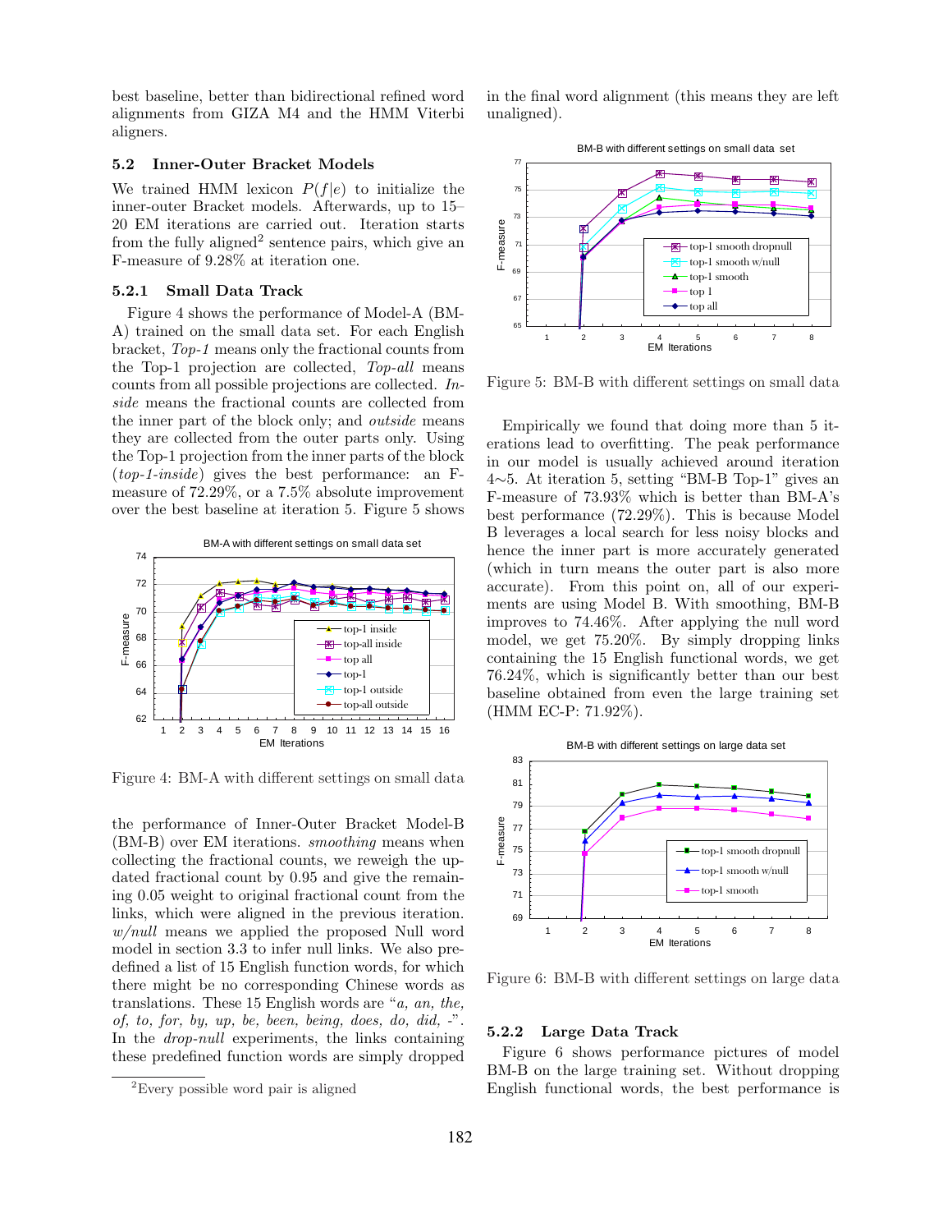best baseline, better than bidirectional refined word alignments from GIZA M4 and the HMM Viterbi aligners.

### 5.2 Inner-Outer Bracket Models

We trained HMM lexicon $P(f|e)$ to initialize the inner-outer Bracket models. Afterwards, up to 15–20 EM iterations are carried out. Iteration starts from the fully aligned[2] sentence pairs, which give an F-measure of 9.28% at iteration one.

#### 5.2.1 Small Data Track

Figure 4 shows the performance of Model-A (BM-A) trained on the small data set. For each English bracket, *Top-1* means only the fractional counts from the Top-1 projection are collected, *Top-all* means counts from all possible projections are collected. *Inside* means the fractional counts are collected from the inner part of the block only; and *outside* means they are collected from the outer parts only. Using the Top-1 projection from the inner parts of the block (*top-1-inside*) gives the best performance: an F-measure of 72.29%, or a 7.5% absolute improvement over the best baseline at iteration 5. Figure 5 shows

Figure 4: BM-A with different settings on small data

the performance of Inner-Outer Bracket Model-B (BM-B) over EM iterations. *smoothing* means when collecting the fractional counts, we reweigh the updated fractional count by 0.95 and give the remaining 0.05 weight to original fractional count from the links, which were aligned in the previous iteration. *w/null* means we applied the proposed Null word model in section 3.3 to infer null links. We also predefined a list of 15 English function words, for which there might be no corresponding Chinese words as translations. These 15 English words are "*a, an, the, of, to, for, by, up, be, been, being, does, do, did, -*". In the *drop-null* experiments, the links containing these predefined function words are simply dropped in the final word alignment (this means they are left unaligned).

Figure 5: BM-B with different settings on small data

Empirically we found that doing more than 5 iterations lead to overfitting. The peak performance in our model is usually achieved around iteration 4∼5. At iteration 5, setting "BM-B Top-1" gives an F-measure of 73.93% which is better than BM-A's best performance (72.29%). This is because Model B leverages a local search for less noisy blocks and hence the inner part is more accurately generated (which in turn means the outer part is also more accurate). From this point on, all of our experiments are using Model B. With smoothing, BM-B improves to 74.46%. After applying the null word model, we get 75.20%. By simply dropping links containing the 15 English functional words, we get 76.24%, which is significantly better than our best baseline obtained from even the large training set (HMM EC-P: 71.92%).

Figure 6: BM-B with different settings on large data

#### 5.2.2 Large Data Track

Figure 6 shows performance pictures of model BM-B on the large training set. Without dropping English functional words, the best performance is

[2] Every possible word pair is aligned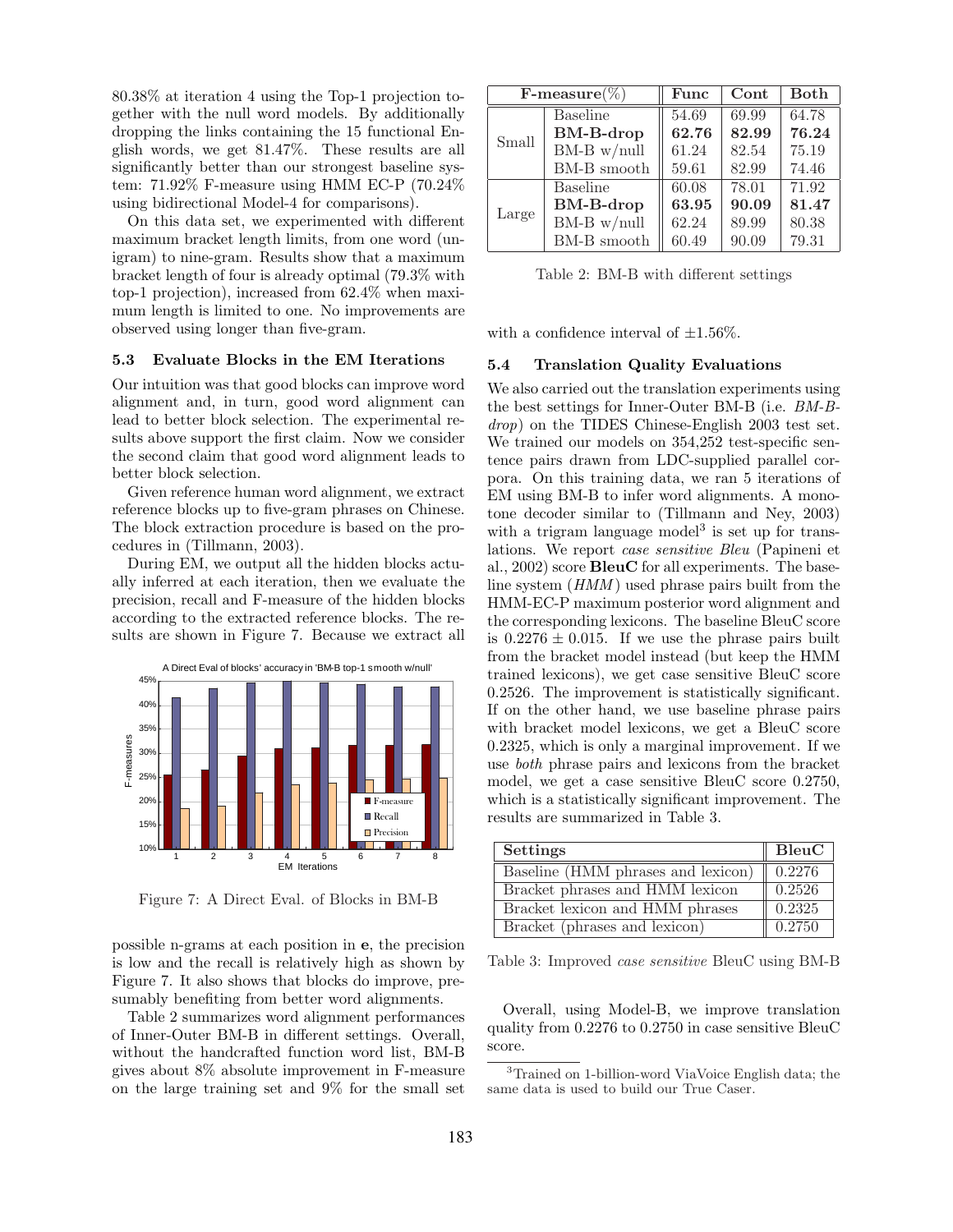80.38% at iteration 4 using the Top-1 projection together with the null word models. By additionally dropping the links containing the 15 functional English words, we get 81.47%. These results are all significantly better than our strongest baseline system: 71.92% F-measure using HMM EC-P (70.24% using bidirectional Model-4 for comparisons).

On this data set, we experimented with different maximum bracket length limits, from one word (unigram) to nine-gram. Results show that a maximum bracket length of four is already optimal (79.3% with top-1 projection), increased from 62.4% when maximum length is limited to one. No improvements are observed using longer than five-gram.

### 5.3 Evaluate Blocks in the EM Iterations

Our intuition was that good blocks can improve word alignment and, in turn, good word alignment can lead to better block selection. The experimental results above support the first claim. Now we consider the second claim that good word alignment leads to better block selection.

Given reference human word alignment, we extract reference blocks up to five-gram phrases on Chinese. The block extraction procedure is based on the procedures in (Tillmann, 2003).

During EM, we output all the hidden blocks actually inferred at each iteration, then we evaluate the precision, recall and F-measure of the hidden blocks according to the extracted reference blocks. The results are shown in Figure 7. Because we extract all

Figure 7: A Direct Eval. of Blocks in BM-B

possible n-grams at each position in **e**, the precision is low and the recall is relatively high as shown by Figure 7. It also shows that blocks do improve, presumably benefiting from better word alignments.

Table 2 summarizes word alignment performances of Inner-Outer BM-B in different settings. Overall, without the handcrafted function word list, BM-B gives about 8% absolute improvement in F-measure on the large training set and 9% for the small set with a confidence interval of ±1.56%.

| **F-measure**(%) | | **Func** | **Cont** | **Both** |
|---|---|---|---|---|
| Small | Baseline | 54.69 | 69.99 | 64.78 |
| | **BM-B-drop** | **62.76** | **82.99** | **76.24** |
| | BM-B w/null | 61.24 | 82.54 | 75.19 |
| | BM-B smooth | 59.61 | 82.99 | 74.46 |
| Large | Baseline | 60.08 | 78.01 | 71.92 |
| | **BM-B-drop** | **63.95** | **90.09** | **81.47** |
| | BM-B w/null | 62.24 | 89.99 | 80.38 |
| | BM-B smooth | 60.49 | 90.09 | 79.31 |

Table 2: BM-B with different settings

### 5.4 Translation Quality Evaluations

We also carried out the translation experiments using the best settings for Inner-Outer BM-B (i.e. *BM-B-drop*) on the TIDES Chinese-English 2003 test set. We trained our models on 354,252 test-specific sentence pairs drawn from LDC-supplied parallel corpora. On this training data, we ran 5 iterations of EM using BM-B to infer word alignments. A monotone decoder similar to (Tillmann and Ney, 2003) with a trigram language model[3] is set up for translations. We report *case sensitive Bleu* (Papineni et al., 2002) score **BleuC** for all experiments. The baseline system (*HMM*) used phrase pairs built from the HMM-EC-P maximum posterior word alignment and the corresponding lexicons. The baseline BleuC score is $0.2276 \pm 0.015$. If we use the phrase pairs built from the bracket model instead (but keep the HMM trained lexicons), we get case sensitive BleuC score 0.2526. The improvement is statistically significant. If on the other hand, we use baseline phrase pairs with bracket model lexicons, we get a BleuC score 0.2325, which is only a marginal improvement. If we use *both* phrase pairs and lexicons from the bracket model, we get a case sensitive BleuC score 0.2750, which is a statistically significant improvement. The results are summarized in Table 3.

| **Settings** | **BleuC** |
|---|---|
| Baseline (HMM phrases and lexicon) | 0.2276 |
| Bracket phrases and HMM lexicon | 0.2526 |
| Bracket lexicon and HMM phrases | 0.2325 |
| Bracket (phrases and lexicon) | 0.2750 |

Table 3: Improved *case sensitive* BleuC using BM-B

Overall, using Model-B, we improve translation quality from 0.2276 to 0.2750 in case sensitive BleuC score.

[3]Trained on 1-billion-word ViaVoice English data; the same data is used to build our True Caser.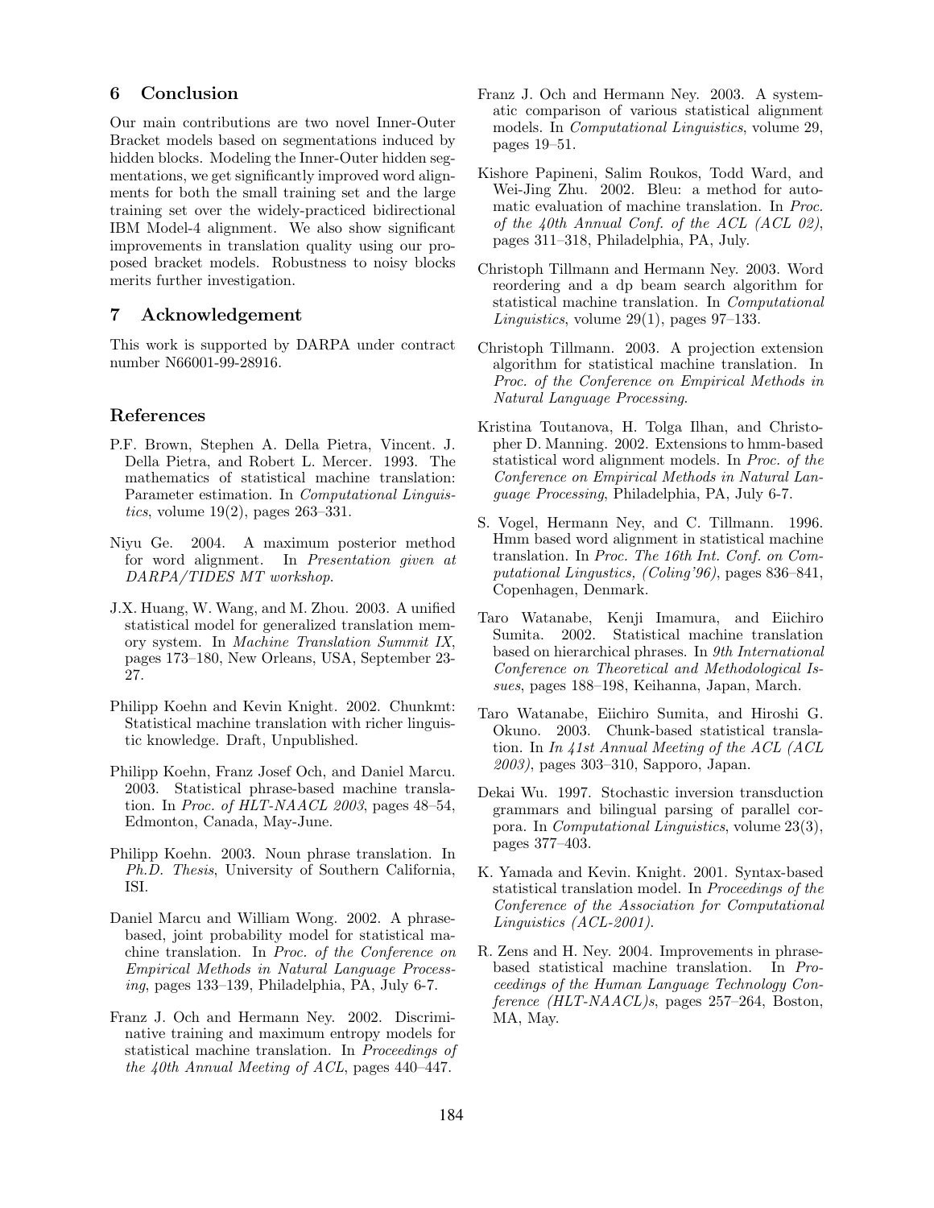## 6 Conclusion

Our main contributions are two novel Inner-Outer Bracket models based on segmentations induced by hidden blocks. Modeling the Inner-Outer hidden segmentations, we get significantly improved word alignments for both the small training set and the large training set over the widely-practiced bidirectional IBM Model-4 alignment. We also show significant improvements in translation quality using our proposed bracket models. Robustness to noisy blocks merits further investigation.

## 7 Acknowledgement

This work is supported by DARPA under contract number N66001-99-28916.

## References

P.F. Brown, Stephen A. Della Pietra, Vincent. J. Della Pietra, and Robert L. Mercer. 1993. The mathematics of statistical machine translation: Parameter estimation. In *Computational Linguistics*, volume 19(2), pages 263–331.

Niyu Ge. 2004. A maximum posterior method for word alignment. In *Presentation given at DARPA/TIDES MT workshop*.

J.X. Huang, W. Wang, and M. Zhou. 2003. A unified statistical model for generalized translation memory system. In *Machine Translation Summit IX*, pages 173–180, New Orleans, USA, September 23-27.

Philipp Koehn and Kevin Knight. 2002. Chunkmt: Statistical machine translation with richer linguistic knowledge. Draft, Unpublished.

Philipp Koehn, Franz Josef Och, and Daniel Marcu. 2003. Statistical phrase-based machine translation. In *Proc. of HLT-NAACL 2003*, pages 48–54, Edmonton, Canada, May-June.

Philipp Koehn. 2003. Noun phrase translation. In *Ph.D. Thesis*, University of Southern California, ISI.

Daniel Marcu and William Wong. 2002. A phrase-based, joint probability model for statistical machine translation. In *Proc. of the Conference on Empirical Methods in Natural Language Processing*, pages 133–139, Philadelphia, PA, July 6-7.

Franz J. Och and Hermann Ney. 2002. Discriminative training and maximum entropy models for statistical machine translation. In *Proceedings of the 40th Annual Meeting of ACL*, pages 440–447.

Franz J. Och and Hermann Ney. 2003. A systematic comparison of various statistical alignment models. In *Computational Linguistics*, volume 29, pages 19–51.

Kishore Papineni, Salim Roukos, Todd Ward, and Wei-Jing Zhu. 2002. Bleu: a method for automatic evaluation of machine translation. In *Proc. of the 40th Annual Conf. of the ACL (ACL 02)*, pages 311–318, Philadelphia, PA, July.

Christoph Tillmann and Hermann Ney. 2003. Word reordering and a dp beam search algorithm for statistical machine translation. In *Computational Linguistics*, volume 29(1), pages 97–133.

Christoph Tillmann. 2003. A projection extension algorithm for statistical machine translation. In *Proc. of the Conference on Empirical Methods in Natural Language Processing*.

Kristina Toutanova, H. Tolga Ilhan, and Christopher D. Manning. 2002. Extensions to hmm-based statistical word alignment models. In *Proc. of the Conference on Empirical Methods in Natural Language Processing*, Philadelphia, PA, July 6-7.

S. Vogel, Hermann Ney, and C. Tillmann. 1996. Hmm based word alignment in statistical machine translation. In *Proc. The 16th Int. Conf. on Computational Lingustics, (Coling'96)*, pages 836–841, Copenhagen, Denmark.

Taro Watanabe, Kenji Imamura, and Eiichiro Sumita. 2002. Statistical machine translation based on hierarchical phrases. In *9th International Conference on Theoretical and Methodological Issues*, pages 188–198, Keihanna, Japan, March.

Taro Watanabe, Eiichiro Sumita, and Hiroshi G. Okuno. 2003. Chunk-based statistical translation. In *In 41st Annual Meeting of the ACL (ACL 2003)*, pages 303–310, Sapporo, Japan.

Dekai Wu. 1997. Stochastic inversion transduction grammars and bilingual parsing of parallel corpora. In *Computational Linguistics*, volume 23(3), pages 377–403.

K. Yamada and Kevin. Knight. 2001. Syntax-based statistical translation model. In *Proceedings of the Conference of the Association for Computational Linguistics (ACL-2001)*.

R. Zens and H. Ney. 2004. Improvements in phrase-based statistical machine translation. In *Proceedings of the Human Language Technology Conference (HLT-NAACL)s*, pages 257–264, Boston, MA, May.